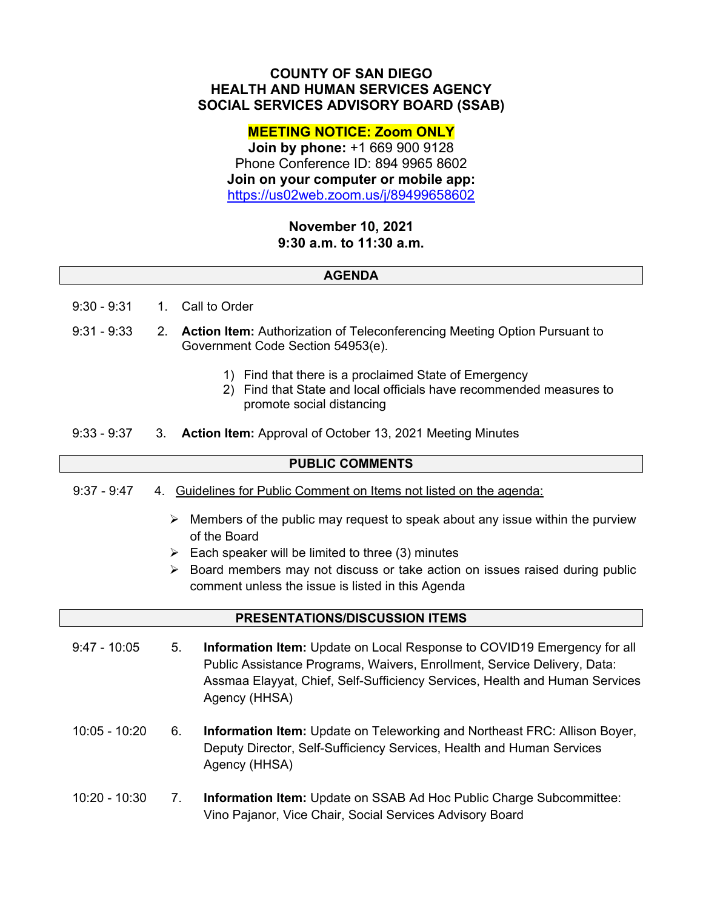**COUNTY OF SAN DIEGO**
**HEALTH AND HUMAN SERVICES AGENCY**
**SOCIAL SERVICES ADVISORY BOARD (SSAB)**

**MEETING NOTICE: Zoom ONLY**
**Join by phone:** +1 669 900 9128
Phone Conference ID: 894 9965 8602
**Join on your computer or mobile app:**
https://us02web.zoom.us/j/89499658602

**November 10, 2021**
**9:30 a.m. to 11:30 a.m.**

## AGENDA

9:30 - 9:31 1. Call to Order

9:31 - 9:33 2. **Action Item:** Authorization of Teleconferencing Meeting Option Pursuant to Government Code Section 54953(e).

1) Find that there is a proclaimed State of Emergency
2) Find that State and local officials have recommended measures to promote social distancing

9:33 - 9:37 3. **Action Item:** Approval of October 13, 2021 Meeting Minutes

## PUBLIC COMMENTS

9:37 - 9:47 4. Guidelines for Public Comment on Items not listed on the agenda:

- Members of the public may request to speak about any issue within the purview of the Board
- Each speaker will be limited to three (3) minutes
- Board members may not discuss or take action on issues raised during public comment unless the issue is listed in this Agenda

## PRESENTATIONS/DISCUSSION ITEMS

9:47 - 10:05 5. **Information Item:** Update on Local Response to COVID19 Emergency for all Public Assistance Programs, Waivers, Enrollment, Service Delivery, Data: Assmaa Elayyat, Chief, Self-Sufficiency Services, Health and Human Services Agency (HHSA)

10:05 - 10:20 6. **Information Item:** Update on Teleworking and Northeast FRC: Allison Boyer, Deputy Director, Self-Sufficiency Services, Health and Human Services Agency (HHSA)

10:20 - 10:30 7. **Information Item:** Update on SSAB Ad Hoc Public Charge Subcommittee: Vino Pajanor, Vice Chair, Social Services Advisory Board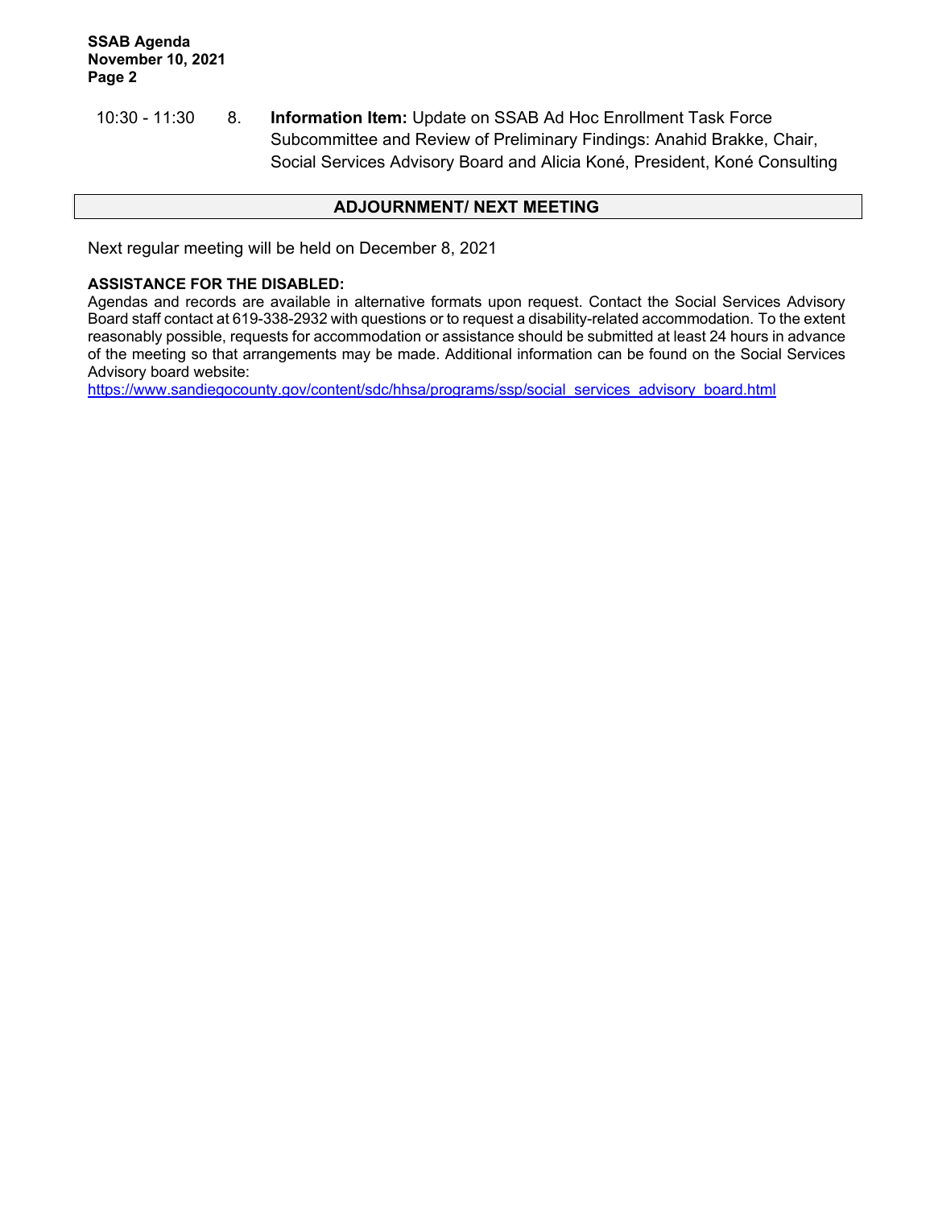10:30 - 11:30 8. **Information Item:** Update on SSAB Ad Hoc Enrollment Task Force Subcommittee and Review of Preliminary Findings: Anahid Brakke, Chair, Social Services Advisory Board and Alicia Koné, President, Koné Consulting

## ADJOURNMENT/ NEXT MEETING

Next regular meeting will be held on December 8, 2021

**ASSISTANCE FOR THE DISABLED:**
Agendas and records are available in alternative formats upon request. Contact the Social Services Advisory Board staff contact at 619-338-2932 with questions or to request a disability-related accommodation. To the extent reasonably possible, requests for accommodation or assistance should be submitted at least 24 hours in advance of the meeting so that arrangements may be made. Additional information can be found on the Social Services Advisory board website:
https://www.sandiegocounty.gov/content/sdc/hhsa/programs/ssp/social_services_advisory_board.html